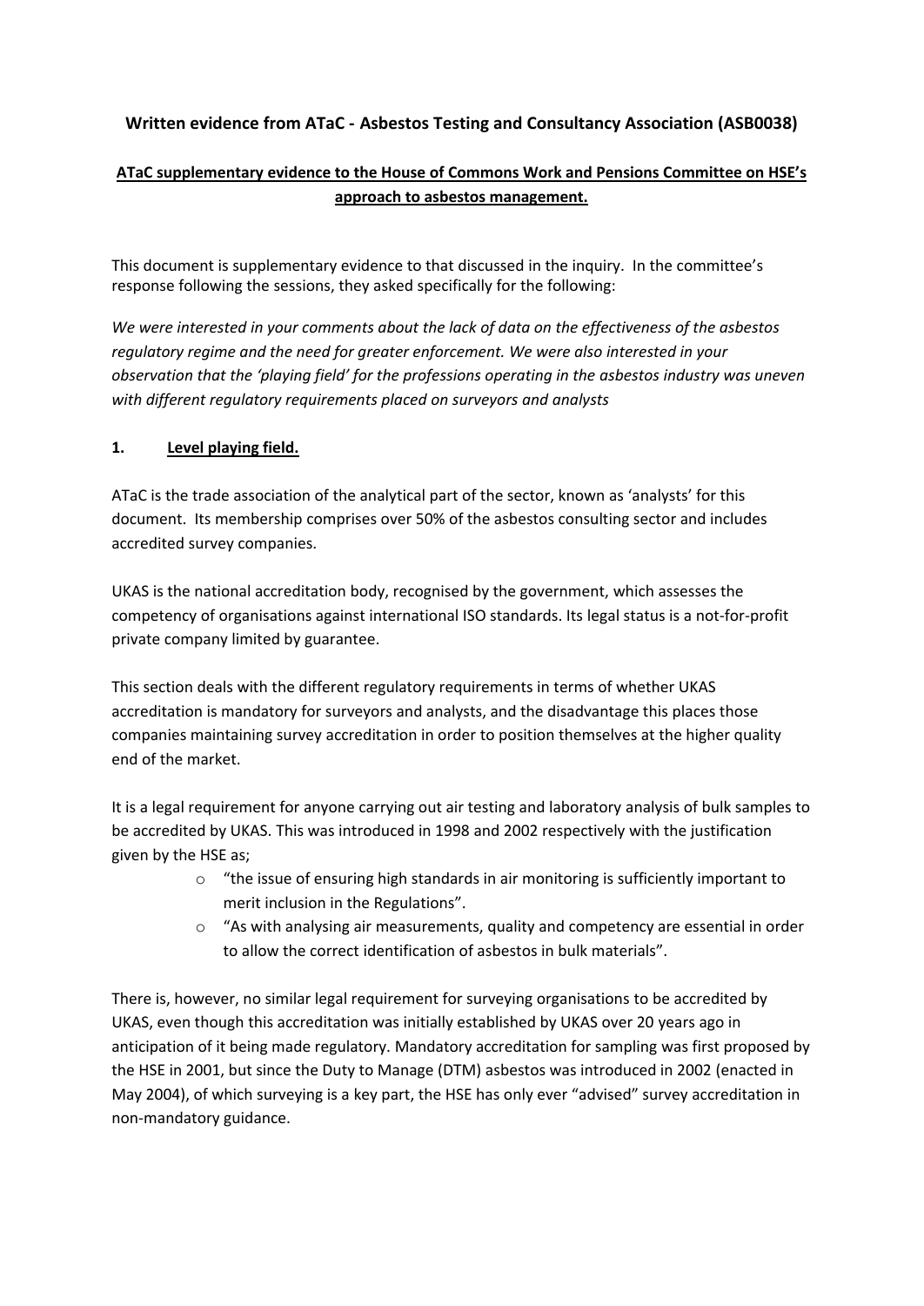# Written evidence from ATaC - Asbestos Testing and Consultancy Association (ASB0038)

## ATaC supplementary evidence to the House of Commons Work and Pensions Committee on HSE's approach to asbestos management.

This document is supplementary evidence to that discussed in the inquiry. In the committee's response following the sessions, they asked specifically for the following:

*We were interested in your comments about the lack of data on the effectiveness of the asbestos regulatory regime and the need for greater enforcement. We were also interested in your observation that the 'playing field' for the professions operating in the asbestos industry was uneven with different regulatory requirements placed on surveyors and analysts*

### 1. Level playing field.

ATaC is the trade association of the analytical part of the sector, known as 'analysts' for this document. Its membership comprises over 50% of the asbestos consulting sector and includes accredited survey companies.

UKAS is the national accreditation body, recognised by the government, which assesses the competency of organisations against international ISO standards. Its legal status is a not-for-profit private company limited by guarantee.

This section deals with the different regulatory requirements in terms of whether UKAS accreditation is mandatory for surveyors and analysts, and the disadvantage this places those companies maintaining survey accreditation in order to position themselves at the higher quality end of the market.

It is a legal requirement for anyone carrying out air testing and laboratory analysis of bulk samples to be accredited by UKAS. This was introduced in 1998 and 2002 respectively with the justification given by the HSE as;

- "the issue of ensuring high standards in air monitoring is sufficiently important to merit inclusion in the Regulations".
- "As with analysing air measurements, quality and competency are essential in order to allow the correct identification of asbestos in bulk materials".

There is, however, no similar legal requirement for surveying organisations to be accredited by UKAS, even though this accreditation was initially established by UKAS over 20 years ago in anticipation of it being made regulatory. Mandatory accreditation for sampling was first proposed by the HSE in 2001, but since the Duty to Manage (DTM) asbestos was introduced in 2002 (enacted in May 2004), of which surveying is a key part, the HSE has only ever "advised" survey accreditation in non-mandatory guidance.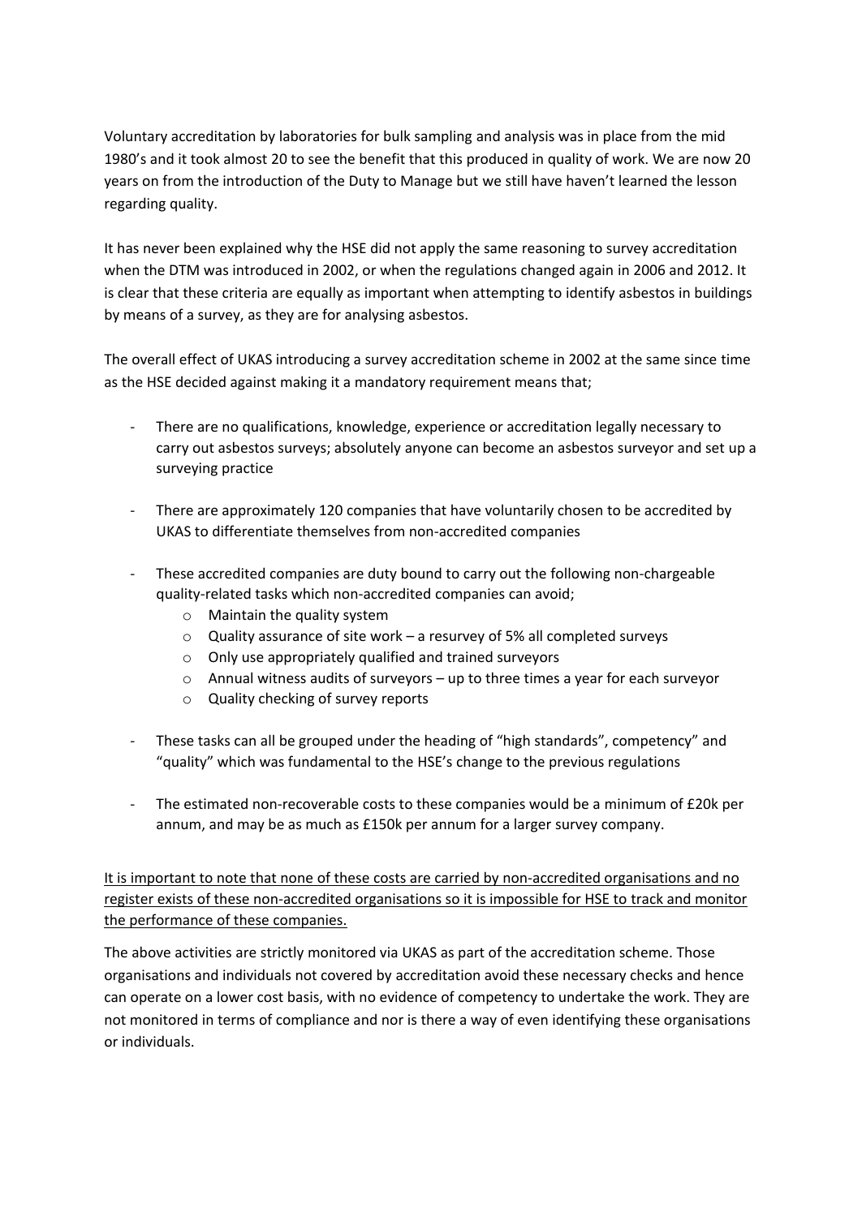Voluntary accreditation by laboratories for bulk sampling and analysis was in place from the mid 1980's and it took almost 20 to see the benefit that this produced in quality of work. We are now 20 years on from the introduction of the Duty to Manage but we still have haven't learned the lesson regarding quality.

It has never been explained why the HSE did not apply the same reasoning to survey accreditation when the DTM was introduced in 2002, or when the regulations changed again in 2006 and 2012. It is clear that these criteria are equally as important when attempting to identify asbestos in buildings by means of a survey, as they are for analysing asbestos.

The overall effect of UKAS introducing a survey accreditation scheme in 2002 at the same since time as the HSE decided against making it a mandatory requirement means that;

- There are no qualifications, knowledge, experience or accreditation legally necessary to carry out asbestos surveys; absolutely anyone can become an asbestos surveyor and set up a surveying practice
- There are approximately 120 companies that have voluntarily chosen to be accredited by UKAS to differentiate themselves from non-accredited companies
- These accredited companies are duty bound to carry out the following non-chargeable quality-related tasks which non-accredited companies can avoid;
  - Maintain the quality system
  - Quality assurance of site work – a resurvey of 5% all completed surveys
  - Only use appropriately qualified and trained surveyors
  - Annual witness audits of surveyors – up to three times a year for each surveyor
  - Quality checking of survey reports
- These tasks can all be grouped under the heading of "high standards", competency" and "quality" which was fundamental to the HSE's change to the previous regulations
- The estimated non-recoverable costs to these companies would be a minimum of £20k per annum, and may be as much as £150k per annum for a larger survey company.

<u>It is important to note that none of these costs are carried by non-accredited organisations and no register exists of these non-accredited organisations so it is impossible for HSE to track and monitor the performance of these companies.</u>

The above activities are strictly monitored via UKAS as part of the accreditation scheme. Those organisations and individuals not covered by accreditation avoid these necessary checks and hence can operate on a lower cost basis, with no evidence of competency to undertake the work. They are not monitored in terms of compliance and nor is there a way of even identifying these organisations or individuals.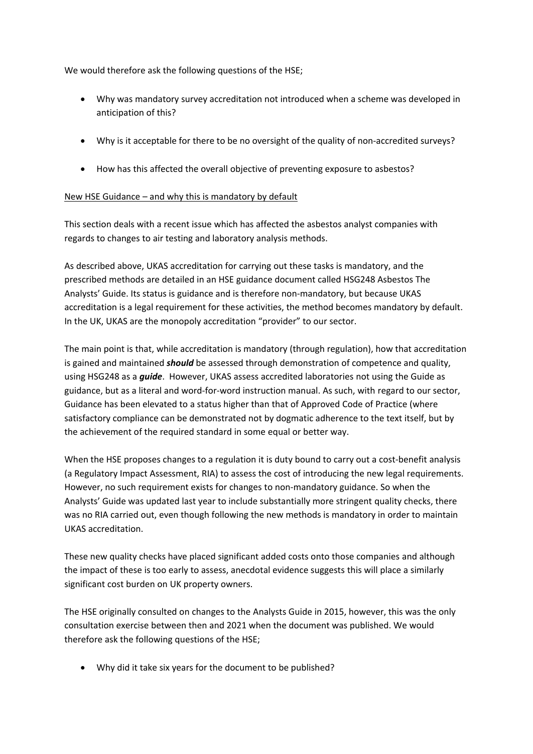We would therefore ask the following questions of the HSE;

- Why was mandatory survey accreditation not introduced when a scheme was developed in anticipation of this?
- Why is it acceptable for there to be no oversight of the quality of non-accredited surveys?
- How has this affected the overall objective of preventing exposure to asbestos?

<u>New HSE Guidance – and why this is mandatory by default</u>

This section deals with a recent issue which has affected the asbestos analyst companies with regards to changes to air testing and laboratory analysis methods.

As described above, UKAS accreditation for carrying out these tasks is mandatory, and the prescribed methods are detailed in an HSE guidance document called HSG248 Asbestos The Analysts' Guide. Its status is guidance and is therefore non-mandatory, but because UKAS accreditation is a legal requirement for these activities, the method becomes mandatory by default. In the UK, UKAS are the monopoly accreditation "provider" to our sector.

The main point is that, while accreditation is mandatory (through regulation), how that accreditation is gained and maintained ***should*** be assessed through demonstration of competence and quality, using HSG248 as a ***guide***. However, UKAS assess accredited laboratories not using the Guide as guidance, but as a literal and word-for-word instruction manual. As such, with regard to our sector, Guidance has been elevated to a status higher than that of Approved Code of Practice (where satisfactory compliance can be demonstrated not by dogmatic adherence to the text itself, but by the achievement of the required standard in some equal or better way.

When the HSE proposes changes to a regulation it is duty bound to carry out a cost-benefit analysis (a Regulatory Impact Assessment, RIA) to assess the cost of introducing the new legal requirements. However, no such requirement exists for changes to non-mandatory guidance. So when the Analysts' Guide was updated last year to include substantially more stringent quality checks, there was no RIA carried out, even though following the new methods is mandatory in order to maintain UKAS accreditation.

These new quality checks have placed significant added costs onto those companies and although the impact of these is too early to assess, anecdotal evidence suggests this will place a similarly significant cost burden on UK property owners.

The HSE originally consulted on changes to the Analysts Guide in 2015, however, this was the only consultation exercise between then and 2021 when the document was published. We would therefore ask the following questions of the HSE;

- Why did it take six years for the document to be published?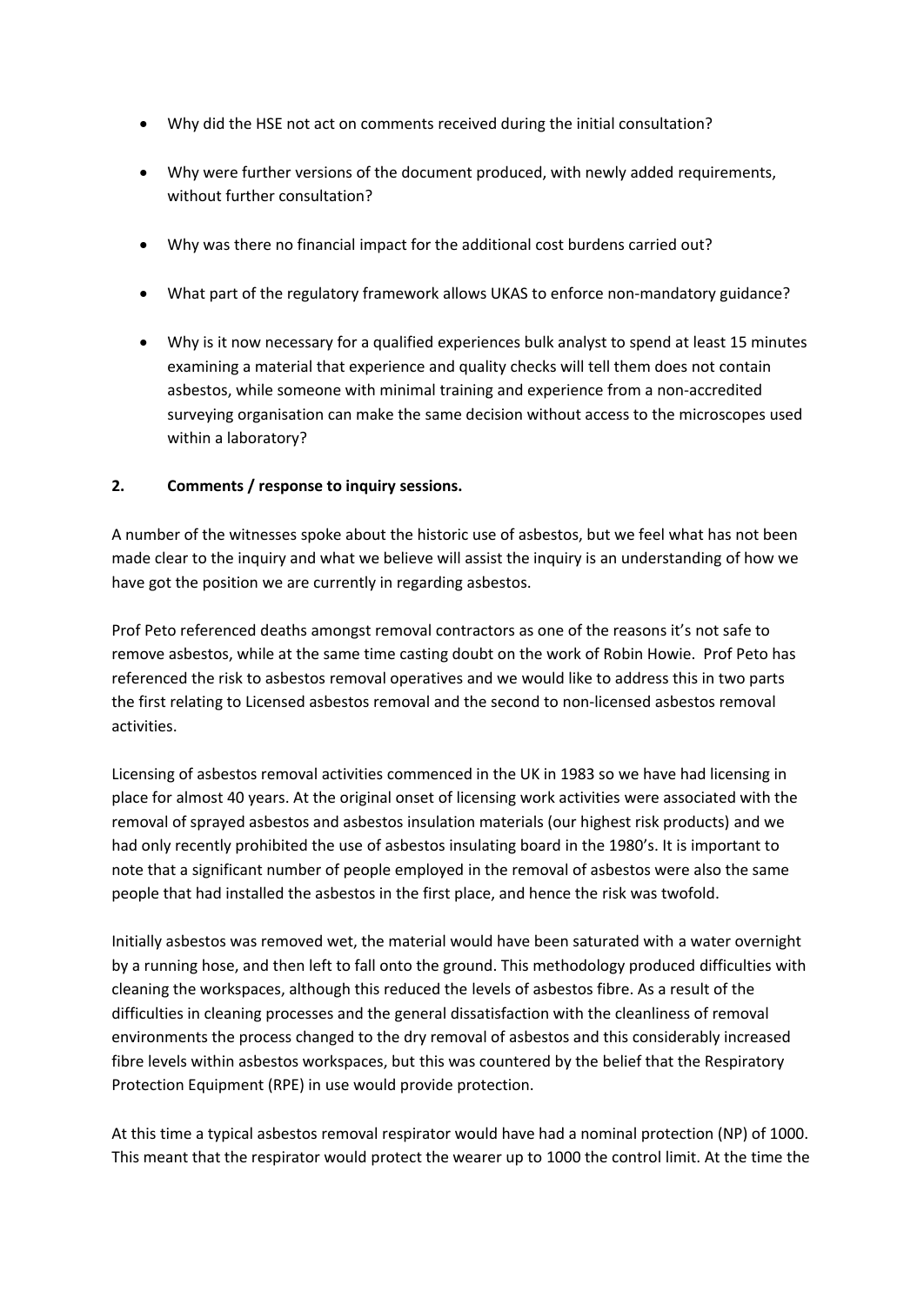- Why did the HSE not act on comments received during the initial consultation?
- Why were further versions of the document produced, with newly added requirements, without further consultation?
- Why was there no financial impact for the additional cost burdens carried out?
- What part of the regulatory framework allows UKAS to enforce non-mandatory guidance?
- Why is it now necessary for a qualified experiences bulk analyst to spend at least 15 minutes examining a material that experience and quality checks will tell them does not contain asbestos, while someone with minimal training and experience from a non-accredited surveying organisation can make the same decision without access to the microscopes used within a laboratory?

## 2. Comments / response to inquiry sessions.

A number of the witnesses spoke about the historic use of asbestos, but we feel what has not been made clear to the inquiry and what we believe will assist the inquiry is an understanding of how we have got the position we are currently in regarding asbestos.

Prof Peto referenced deaths amongst removal contractors as one of the reasons it's not safe to remove asbestos, while at the same time casting doubt on the work of Robin Howie. Prof Peto has referenced the risk to asbestos removal operatives and we would like to address this in two parts the first relating to Licensed asbestos removal and the second to non-licensed asbestos removal activities.

Licensing of asbestos removal activities commenced in the UK in 1983 so we have had licensing in place for almost 40 years. At the original onset of licensing work activities were associated with the removal of sprayed asbestos and asbestos insulation materials (our highest risk products) and we had only recently prohibited the use of asbestos insulating board in the 1980's. It is important to note that a significant number of people employed in the removal of asbestos were also the same people that had installed the asbestos in the first place, and hence the risk was twofold.

Initially asbestos was removed wet, the material would have been saturated with a water overnight by a running hose, and then left to fall onto the ground. This methodology produced difficulties with cleaning the workspaces, although this reduced the levels of asbestos fibre. As a result of the difficulties in cleaning processes and the general dissatisfaction with the cleanliness of removal environments the process changed to the dry removal of asbestos and this considerably increased fibre levels within asbestos workspaces, but this was countered by the belief that the Respiratory Protection Equipment (RPE) in use would provide protection.

At this time a typical asbestos removal respirator would have had a nominal protection (NP) of 1000. This meant that the respirator would protect the wearer up to 1000 the control limit. At the time the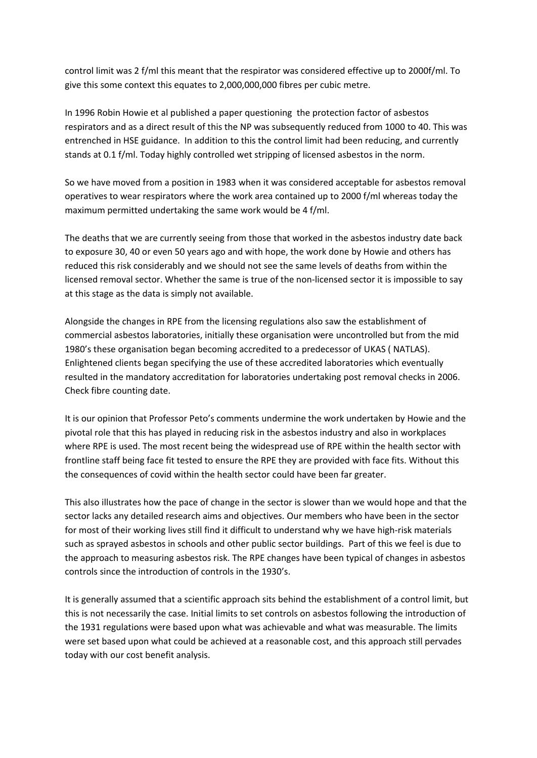control limit was 2 f/ml this meant that the respirator was considered effective up to 2000f/ml. To give this some context this equates to 2,000,000,000 fibres per cubic metre.

In 1996 Robin Howie et al published a paper questioning the protection factor of asbestos respirators and as a direct result of this the NP was subsequently reduced from 1000 to 40. This was entrenched in HSE guidance. In addition to this the control limit had been reducing, and currently stands at 0.1 f/ml. Today highly controlled wet stripping of licensed asbestos in the norm.

So we have moved from a position in 1983 when it was considered acceptable for asbestos removal operatives to wear respirators where the work area contained up to 2000 f/ml whereas today the maximum permitted undertaking the same work would be 4 f/ml.

The deaths that we are currently seeing from those that worked in the asbestos industry date back to exposure 30, 40 or even 50 years ago and with hope, the work done by Howie and others has reduced this risk considerably and we should not see the same levels of deaths from within the licensed removal sector. Whether the same is true of the non-licensed sector it is impossible to say at this stage as the data is simply not available.

Alongside the changes in RPE from the licensing regulations also saw the establishment of commercial asbestos laboratories, initially these organisation were uncontrolled but from the mid 1980's these organisation began becoming accredited to a predecessor of UKAS ( NATLAS). Enlightened clients began specifying the use of these accredited laboratories which eventually resulted in the mandatory accreditation for laboratories undertaking post removal checks in 2006. Check fibre counting date.

It is our opinion that Professor Peto's comments undermine the work undertaken by Howie and the pivotal role that this has played in reducing risk in the asbestos industry and also in workplaces where RPE is used. The most recent being the widespread use of RPE within the health sector with frontline staff being face fit tested to ensure the RPE they are provided with face fits. Without this the consequences of covid within the health sector could have been far greater.

This also illustrates how the pace of change in the sector is slower than we would hope and that the sector lacks any detailed research aims and objectives. Our members who have been in the sector for most of their working lives still find it difficult to understand why we have high-risk materials such as sprayed asbestos in schools and other public sector buildings. Part of this we feel is due to the approach to measuring asbestos risk. The RPE changes have been typical of changes in asbestos controls since the introduction of controls in the 1930's.

It is generally assumed that a scientific approach sits behind the establishment of a control limit, but this is not necessarily the case. Initial limits to set controls on asbestos following the introduction of the 1931 regulations were based upon what was achievable and what was measurable. The limits were set based upon what could be achieved at a reasonable cost, and this approach still pervades today with our cost benefit analysis.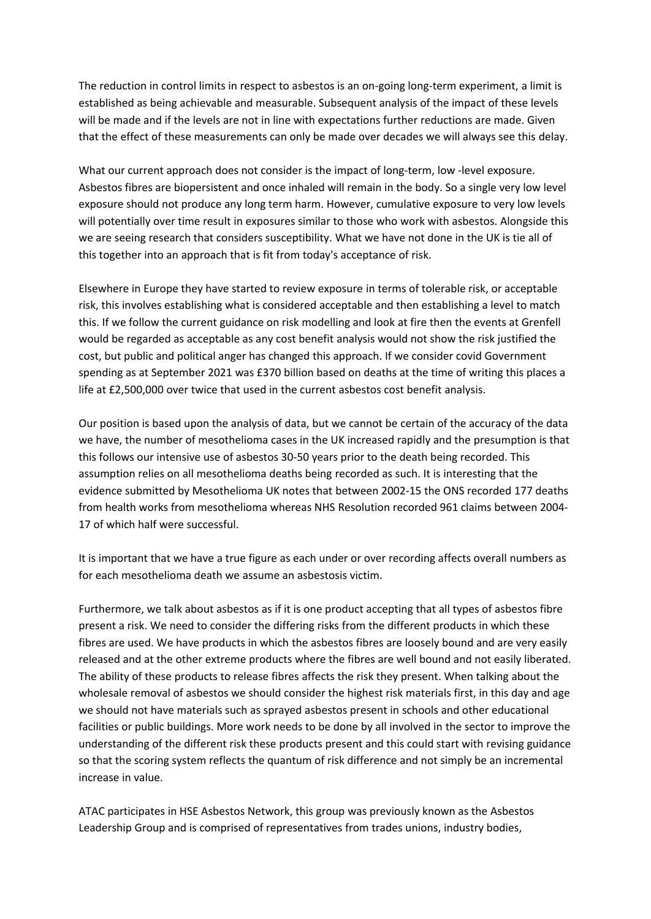The reduction in control limits in respect to asbestos is an on-going long-term experiment, a limit is established as being achievable and measurable. Subsequent analysis of the impact of these levels will be made and if the levels are not in line with expectations further reductions are made. Given that the effect of these measurements can only be made over decades we will always see this delay.

What our current approach does not consider is the impact of long-term, low -level exposure. Asbestos fibres are biopersistent and once inhaled will remain in the body. So a single very low level exposure should not produce any long term harm. However, cumulative exposure to very low levels will potentially over time result in exposures similar to those who work with asbestos. Alongside this we are seeing research that considers susceptibility. What we have not done in the UK is tie all of this together into an approach that is fit from today's acceptance of risk.

Elsewhere in Europe they have started to review exposure in terms of tolerable risk, or acceptable risk, this involves establishing what is considered acceptable and then establishing a level to match this. If we follow the current guidance on risk modelling and look at fire then the events at Grenfell would be regarded as acceptable as any cost benefit analysis would not show the risk justified the cost, but public and political anger has changed this approach. If we consider covid Government spending as at September 2021 was £370 billion based on deaths at the time of writing this places a life at £2,500,000 over twice that used in the current asbestos cost benefit analysis.

Our position is based upon the analysis of data, but we cannot be certain of the accuracy of the data we have, the number of mesothelioma cases in the UK increased rapidly and the presumption is that this follows our intensive use of asbestos 30-50 years prior to the death being recorded. This assumption relies on all mesothelioma deaths being recorded as such. It is interesting that the evidence submitted by Mesothelioma UK notes that between 2002-15 the ONS recorded 177 deaths from health works from mesothelioma whereas NHS Resolution recorded 961 claims between 2004-17 of which half were successful.

It is important that we have a true figure as each under or over recording affects overall numbers as for each mesothelioma death we assume an asbestosis victim.

Furthermore, we talk about asbestos as if it is one product accepting that all types of asbestos fibre present a risk. We need to consider the differing risks from the different products in which these fibres are used. We have products in which the asbestos fibres are loosely bound and are very easily released and at the other extreme products where the fibres are well bound and not easily liberated. The ability of these products to release fibres affects the risk they present. When talking about the wholesale removal of asbestos we should consider the highest risk materials first, in this day and age we should not have materials such as sprayed asbestos present in schools and other educational facilities or public buildings. More work needs to be done by all involved in the sector to improve the understanding of the different risk these products present and this could start with revising guidance so that the scoring system reflects the quantum of risk difference and not simply be an incremental increase in value.

ATAC participates in HSE Asbestos Network, this group was previously known as the Asbestos Leadership Group and is comprised of representatives from trades unions, industry bodies,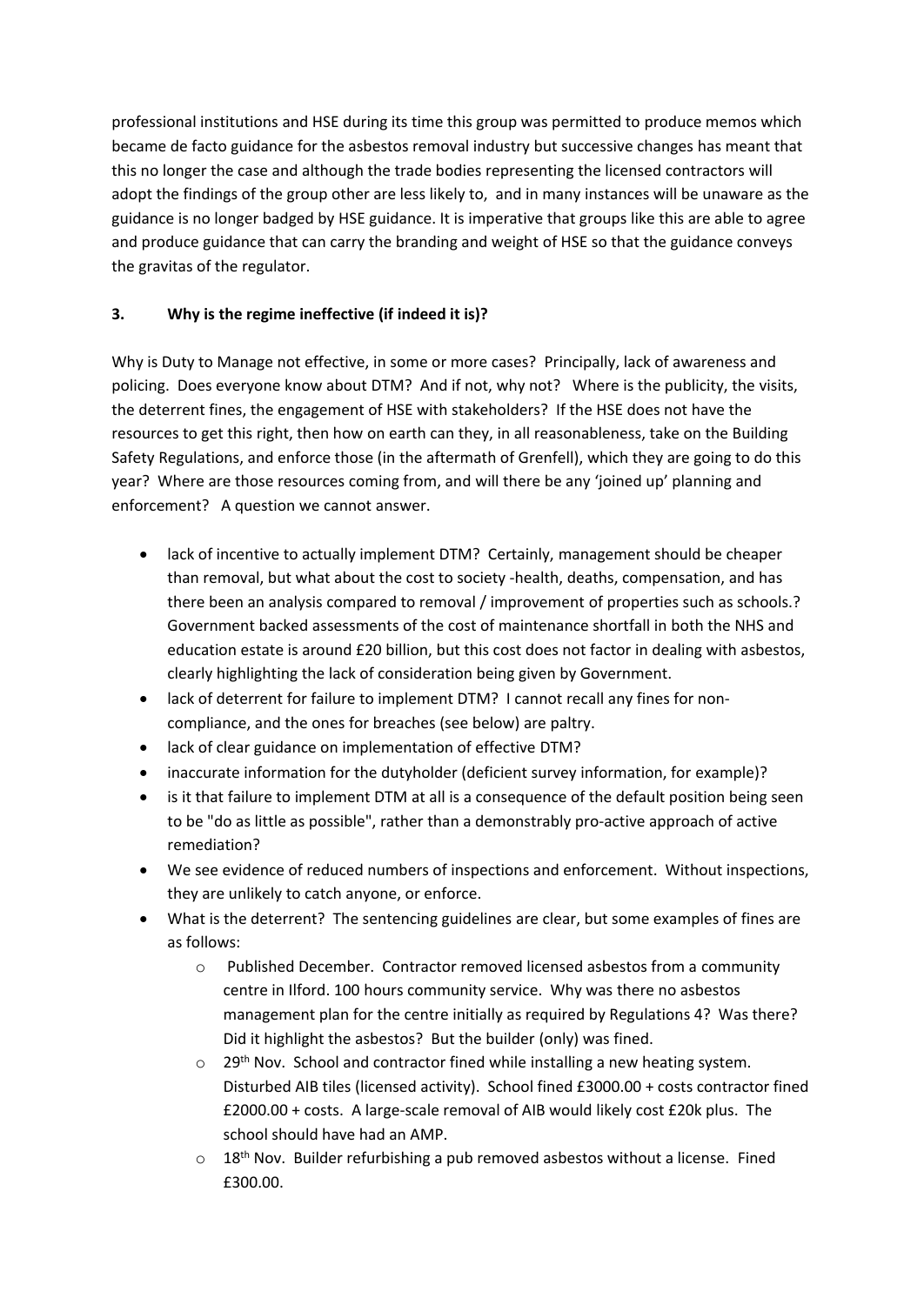professional institutions and HSE during its time this group was permitted to produce memos which became de facto guidance for the asbestos removal industry but successive changes has meant that this no longer the case and although the trade bodies representing the licensed contractors will adopt the findings of the group other are less likely to, and in many instances will be unaware as the guidance is no longer badged by HSE guidance. It is imperative that groups like this are able to agree and produce guidance that can carry the branding and weight of HSE so that the guidance conveys the gravitas of the regulator.

### 3. Why is the regime ineffective (if indeed it is)?

Why is Duty to Manage not effective, in some or more cases? Principally, lack of awareness and policing. Does everyone know about DTM? And if not, why not? Where is the publicity, the visits, the deterrent fines, the engagement of HSE with stakeholders? If the HSE does not have the resources to get this right, then how on earth can they, in all reasonableness, take on the Building Safety Regulations, and enforce those (in the aftermath of Grenfell), which they are going to do this year? Where are those resources coming from, and will there be any 'joined up' planning and enforcement? A question we cannot answer.

- lack of incentive to actually implement DTM? Certainly, management should be cheaper than removal, but what about the cost to society -health, deaths, compensation, and has there been an analysis compared to removal / improvement of properties such as schools.? Government backed assessments of the cost of maintenance shortfall in both the NHS and education estate is around £20 billion, but this cost does not factor in dealing with asbestos, clearly highlighting the lack of consideration being given by Government.
- lack of deterrent for failure to implement DTM? I cannot recall any fines for non-compliance, and the ones for breaches (see below) are paltry.
- lack of clear guidance on implementation of effective DTM?
- inaccurate information for the dutyholder (deficient survey information, for example)?
- is it that failure to implement DTM at all is a consequence of the default position being seen to be "do as little as possible", rather than a demonstrably pro-active approach of active remediation?
- We see evidence of reduced numbers of inspections and enforcement. Without inspections, they are unlikely to catch anyone, or enforce.
- What is the deterrent? The sentencing guidelines are clear, but some examples of fines are as follows:
    - Published December. Contractor removed licensed asbestos from a community centre in Ilford. 100 hours community service. Why was there no asbestos management plan for the centre initially as required by Regulations 4? Was there? Did it highlight the asbestos? But the builder (only) was fined.
    - 29th Nov. School and contractor fined while installing a new heating system. Disturbed AIB tiles (licensed activity). School fined £3000.00 + costs contractor fined £2000.00 + costs. A large-scale removal of AIB would likely cost £20k plus. The school should have had an AMP.
    - 18th Nov. Builder refurbishing a pub removed asbestos without a license. Fined £300.00.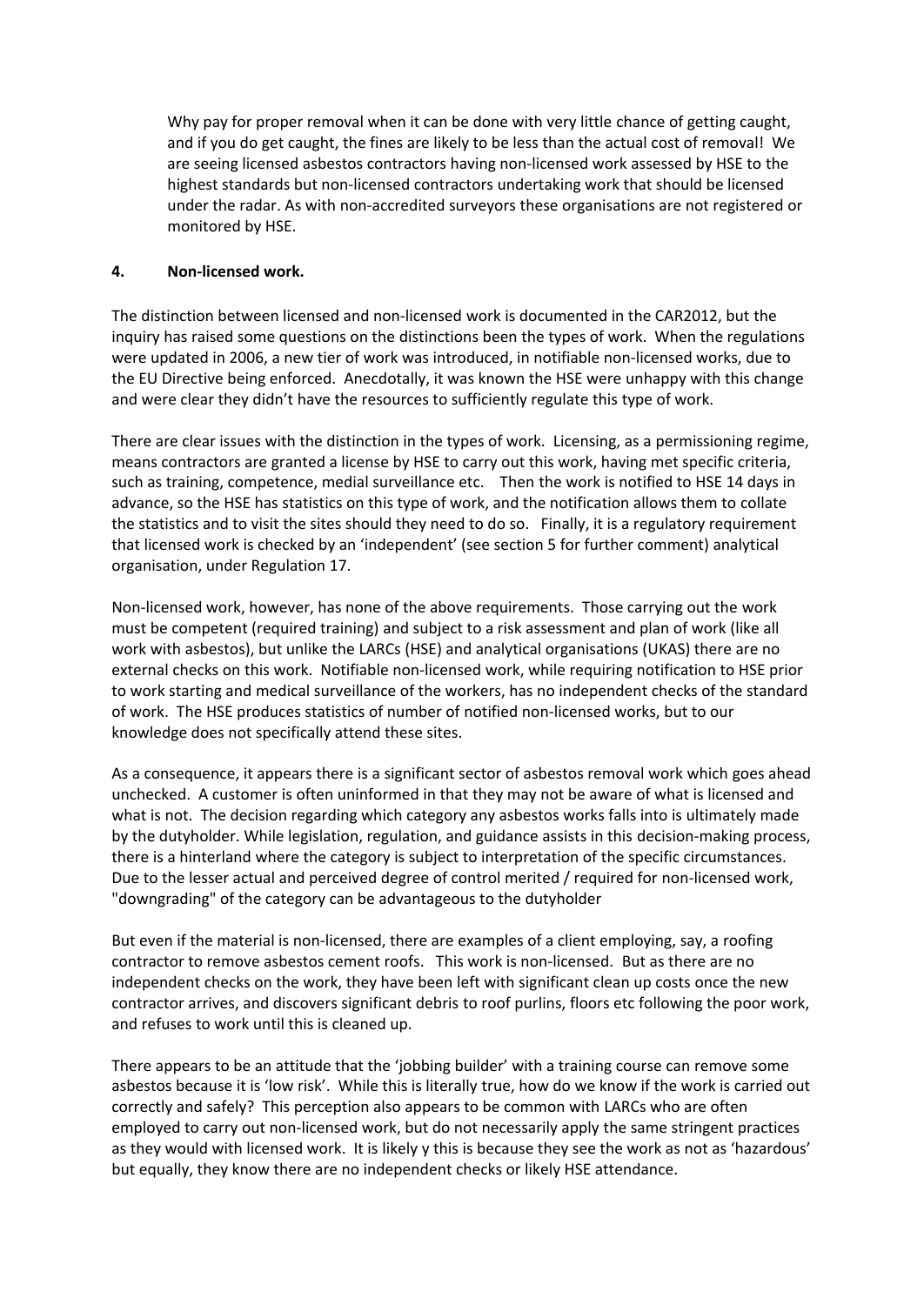Why pay for proper removal when it can be done with very little chance of getting caught, and if you do get caught, the fines are likely to be less than the actual cost of removal! We are seeing licensed asbestos contractors having non-licensed work assessed by HSE to the highest standards but non-licensed contractors undertaking work that should be licensed under the radar. As with non-accredited surveyors these organisations are not registered or monitored by HSE.

## 4. Non-licensed work.

The distinction between licensed and non-licensed work is documented in the CAR2012, but the inquiry has raised some questions on the distinctions been the types of work. When the regulations were updated in 2006, a new tier of work was introduced, in notifiable non-licensed works, due to the EU Directive being enforced. Anecdotally, it was known the HSE were unhappy with this change and were clear they didn't have the resources to sufficiently regulate this type of work.

There are clear issues with the distinction in the types of work. Licensing, as a permissioning regime, means contractors are granted a license by HSE to carry out this work, having met specific criteria, such as training, competence, medial surveillance etc. Then the work is notified to HSE 14 days in advance, so the HSE has statistics on this type of work, and the notification allows them to collate the statistics and to visit the sites should they need to do so. Finally, it is a regulatory requirement that licensed work is checked by an 'independent' (see section 5 for further comment) analytical organisation, under Regulation 17.

Non-licensed work, however, has none of the above requirements. Those carrying out the work must be competent (required training) and subject to a risk assessment and plan of work (like all work with asbestos), but unlike the LARCs (HSE) and analytical organisations (UKAS) there are no external checks on this work. Notifiable non-licensed work, while requiring notification to HSE prior to work starting and medical surveillance of the workers, has no independent checks of the standard of work. The HSE produces statistics of number of notified non-licensed works, but to our knowledge does not specifically attend these sites.

As a consequence, it appears there is a significant sector of asbestos removal work which goes ahead unchecked. A customer is often uninformed in that they may not be aware of what is licensed and what is not. The decision regarding which category any asbestos works falls into is ultimately made by the dutyholder. While legislation, regulation, and guidance assists in this decision-making process, there is a hinterland where the category is subject to interpretation of the specific circumstances. Due to the lesser actual and perceived degree of control merited / required for non-licensed work, "downgrading" of the category can be advantageous to the dutyholder

But even if the material is non-licensed, there are examples of a client employing, say, a roofing contractor to remove asbestos cement roofs. This work is non-licensed. But as there are no independent checks on the work, they have been left with significant clean up costs once the new contractor arrives, and discovers significant debris to roof purlins, floors etc following the poor work, and refuses to work until this is cleaned up.

There appears to be an attitude that the 'jobbing builder' with a training course can remove some asbestos because it is 'low risk'. While this is literally true, how do we know if the work is carried out correctly and safely? This perception also appears to be common with LARCs who are often employed to carry out non-licensed work, but do not necessarily apply the same stringent practices as they would with licensed work. It is likely y this is because they see the work as not as 'hazardous' but equally, they know there are no independent checks or likely HSE attendance.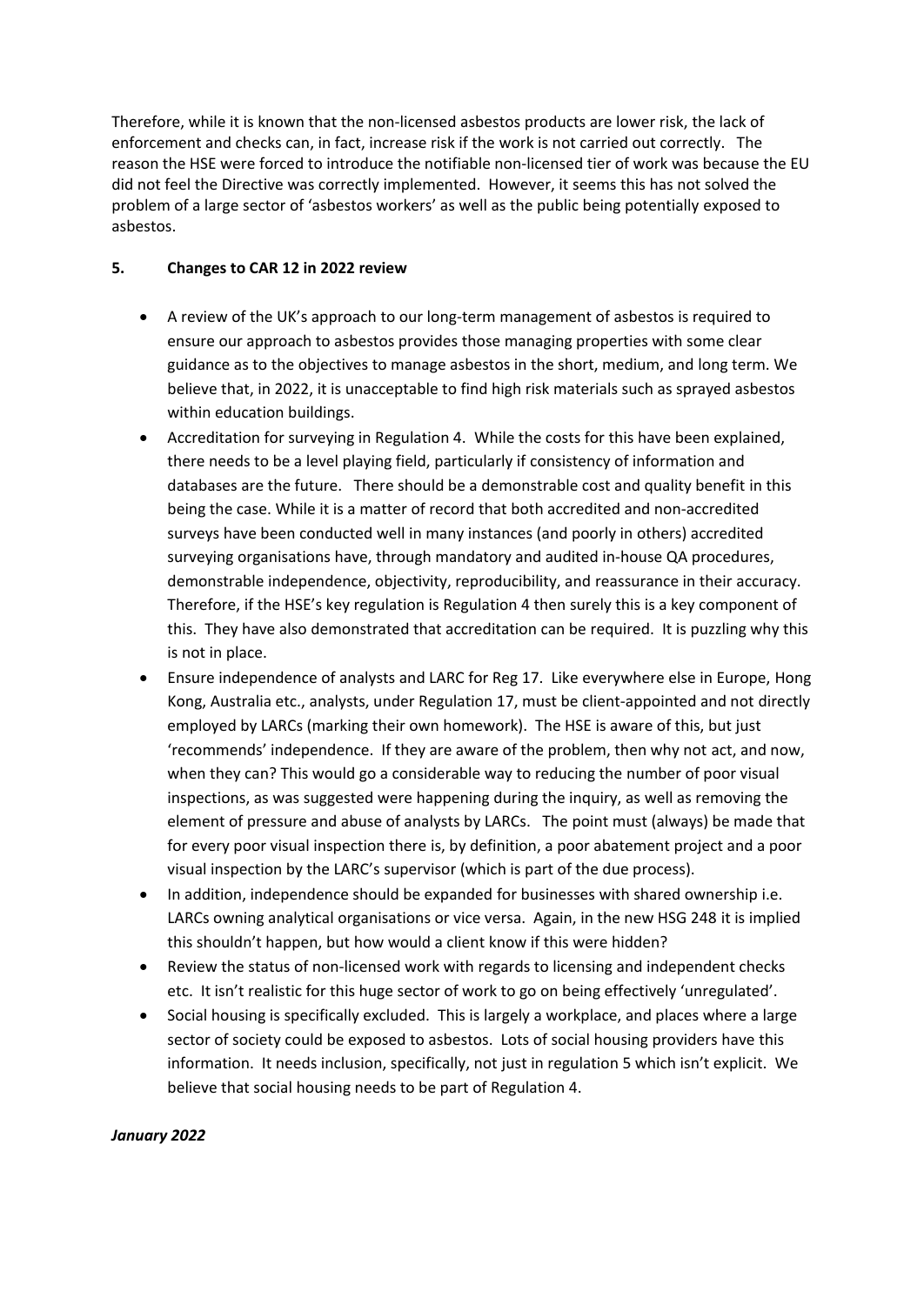Therefore, while it is known that the non-licensed asbestos products are lower risk, the lack of enforcement and checks can, in fact, increase risk if the work is not carried out correctly. The reason the HSE were forced to introduce the notifiable non-licensed tier of work was because the EU did not feel the Directive was correctly implemented. However, it seems this has not solved the problem of a large sector of 'asbestos workers' as well as the public being potentially exposed to asbestos.

## 5. Changes to CAR 12 in 2022 review

- A review of the UK's approach to our long-term management of asbestos is required to ensure our approach to asbestos provides those managing properties with some clear guidance as to the objectives to manage asbestos in the short, medium, and long term. We believe that, in 2022, it is unacceptable to find high risk materials such as sprayed asbestos within education buildings.
- Accreditation for surveying in Regulation 4. While the costs for this have been explained, there needs to be a level playing field, particularly if consistency of information and databases are the future. There should be a demonstrable cost and quality benefit in this being the case. While it is a matter of record that both accredited and non-accredited surveys have been conducted well in many instances (and poorly in others) accredited surveying organisations have, through mandatory and audited in-house QA procedures, demonstrable independence, objectivity, reproducibility, and reassurance in their accuracy. Therefore, if the HSE's key regulation is Regulation 4 then surely this is a key component of this. They have also demonstrated that accreditation can be required. It is puzzling why this is not in place.
- Ensure independence of analysts and LARC for Reg 17. Like everywhere else in Europe, Hong Kong, Australia etc., analysts, under Regulation 17, must be client-appointed and not directly employed by LARCs (marking their own homework). The HSE is aware of this, but just 'recommends' independence. If they are aware of the problem, then why not act, and now, when they can? This would go a considerable way to reducing the number of poor visual inspections, as was suggested were happening during the inquiry, as well as removing the element of pressure and abuse of analysts by LARCs. The point must (always) be made that for every poor visual inspection there is, by definition, a poor abatement project and a poor visual inspection by the LARC's supervisor (which is part of the due process).
- In addition, independence should be expanded for businesses with shared ownership i.e. LARCs owning analytical organisations or vice versa. Again, in the new HSG 248 it is implied this shouldn't happen, but how would a client know if this were hidden?
- Review the status of non-licensed work with regards to licensing and independent checks etc. It isn't realistic for this huge sector of work to go on being effectively 'unregulated'.
- Social housing is specifically excluded. This is largely a workplace, and places where a large sector of society could be exposed to asbestos. Lots of social housing providers have this information. It needs inclusion, specifically, not just in regulation 5 which isn't explicit. We believe that social housing needs to be part of Regulation 4.

***January 2022***